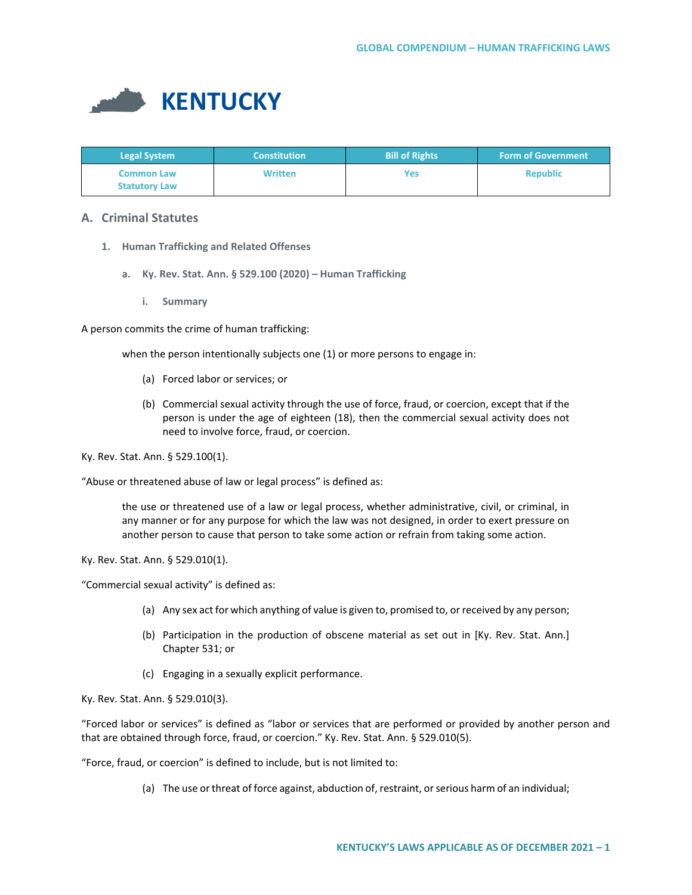# KENTUCKY

| Legal System | Constitution | Bill of Rights | Form of Government |
|---|---|---|---|
| Common Law<br>Statutory Law | Written | Yes | Republic |

## A. Criminal Statutes

### 1. Human Trafficking and Related Offenses

#### a. Ky. Rev. Stat. Ann. § 529.100 (2020) – Human Trafficking

##### i. Summary

A person commits the crime of human trafficking:

> when the person intentionally subjects one (1) or more persons to engage in:
>
> (a) Forced labor or services; or
>
> (b) Commercial sexual activity through the use of force, fraud, or coercion, except that if the person is under the age of eighteen (18), then the commercial sexual activity does not need to involve force, fraud, or coercion.

Ky. Rev. Stat. Ann. § 529.100(1).

"Abuse or threatened abuse of law or legal process" is defined as:

> the use or threatened use of a law or legal process, whether administrative, civil, or criminal, in any manner or for any purpose for which the law was not designed, in order to exert pressure on another person to cause that person to take some action or refrain from taking some action.

Ky. Rev. Stat. Ann. § 529.010(1).

"Commercial sexual activity" is defined as:

> (a) Any sex act for which anything of value is given to, promised to, or received by any person;
>
> (b) Participation in the production of obscene material as set out in [Ky. Rev. Stat. Ann.] Chapter 531; or
>
> (c) Engaging in a sexually explicit performance.

Ky. Rev. Stat. Ann. § 529.010(3).

"Forced labor or services" is defined as "labor or services that are performed or provided by another person and that are obtained through force, fraud, or coercion." Ky. Rev. Stat. Ann. § 529.010(5).

"Force, fraud, or coercion" is defined to include, but is not limited to:

> (a) The use or threat of force against, abduction of, restraint, or serious harm of an individual;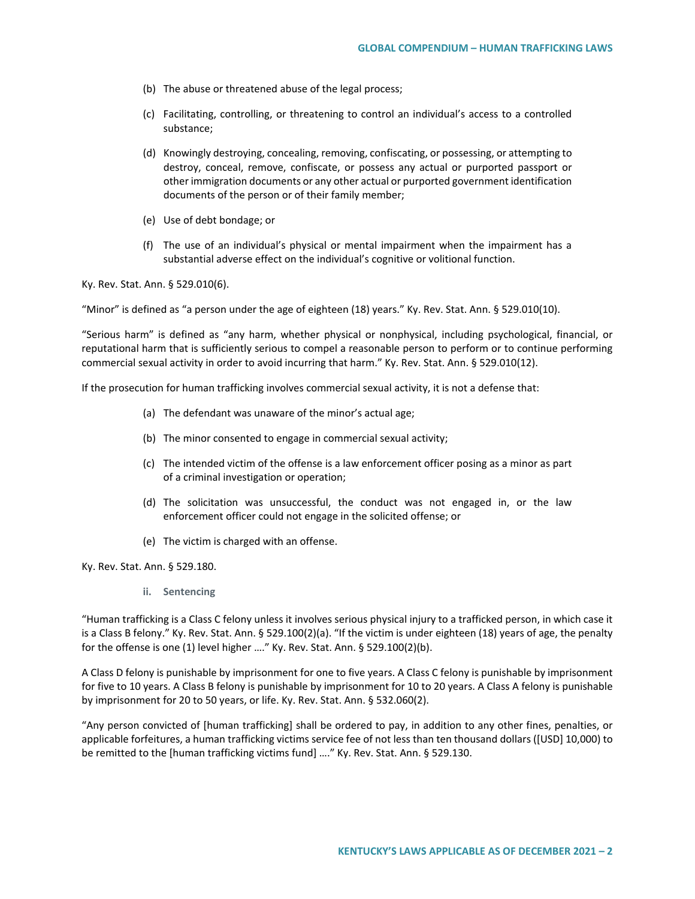(b) The abuse or threatened abuse of the legal process;

(c) Facilitating, controlling, or threatening to control an individual's access to a controlled substance;

(d) Knowingly destroying, concealing, removing, confiscating, or possessing, or attempting to destroy, conceal, remove, confiscate, or possess any actual or purported passport or other immigration documents or any other actual or purported government identification documents of the person or of their family member;

(e) Use of debt bondage; or

(f) The use of an individual's physical or mental impairment when the impairment has a substantial adverse effect on the individual's cognitive or volitional function.

Ky. Rev. Stat. Ann. § 529.010(6).

"Minor" is defined as "a person under the age of eighteen (18) years." Ky. Rev. Stat. Ann. § 529.010(10).

"Serious harm" is defined as "any harm, whether physical or nonphysical, including psychological, financial, or reputational harm that is sufficiently serious to compel a reasonable person to perform or to continue performing commercial sexual activity in order to avoid incurring that harm." Ky. Rev. Stat. Ann. § 529.010(12).

If the prosecution for human trafficking involves commercial sexual activity, it is not a defense that:

(a) The defendant was unaware of the minor's actual age;

(b) The minor consented to engage in commercial sexual activity;

(c) The intended victim of the offense is a law enforcement officer posing as a minor as part of a criminal investigation or operation;

(d) The solicitation was unsuccessful, the conduct was not engaged in, or the law enforcement officer could not engage in the solicited offense; or

(e) The victim is charged with an offense.

Ky. Rev. Stat. Ann. § 529.180.

#### ii. Sentencing

"Human trafficking is a Class C felony unless it involves serious physical injury to a trafficked person, in which case it is a Class B felony." Ky. Rev. Stat. Ann. § 529.100(2)(a). "If the victim is under eighteen (18) years of age, the penalty for the offense is one (1) level higher …." Ky. Rev. Stat. Ann. § 529.100(2)(b).

A Class D felony is punishable by imprisonment for one to five years. A Class C felony is punishable by imprisonment for five to 10 years. A Class B felony is punishable by imprisonment for 10 to 20 years. A Class A felony is punishable by imprisonment for 20 to 50 years, or life. Ky. Rev. Stat. Ann. § 532.060(2).

"Any person convicted of [human trafficking] shall be ordered to pay, in addition to any other fines, penalties, or applicable forfeitures, a human trafficking victims service fee of not less than ten thousand dollars ([USD] 10,000) to be remitted to the [human trafficking victims fund] …." Ky. Rev. Stat. Ann. § 529.130.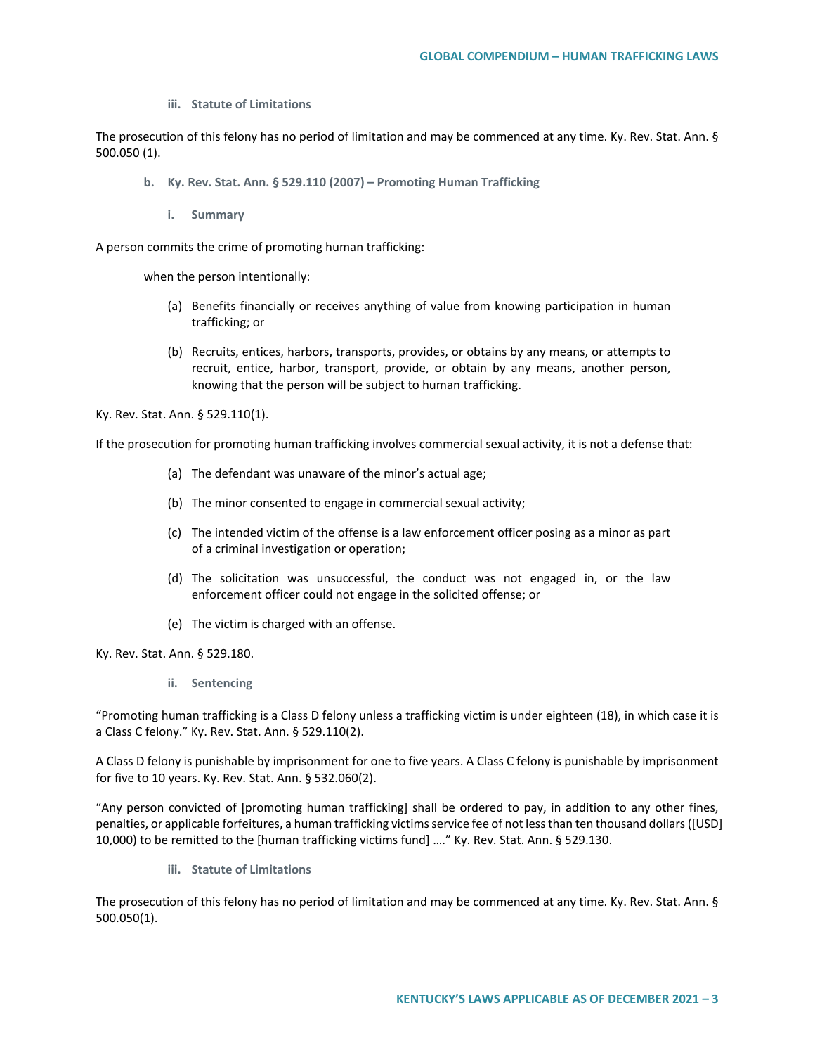#### iii. Statute of Limitations

The prosecution of this felony has no period of limitation and may be commenced at any time. Ky. Rev. Stat. Ann. § 500.050 (1).

### b. Ky. Rev. Stat. Ann. § 529.110 (2007) – Promoting Human Trafficking

#### i. Summary

A person commits the crime of promoting human trafficking:

when the person intentionally:

(a) Benefits financially or receives anything of value from knowing participation in human trafficking; or

(b) Recruits, entices, harbors, transports, provides, or obtains by any means, or attempts to recruit, entice, harbor, transport, provide, or obtain by any means, another person, knowing that the person will be subject to human trafficking.

Ky. Rev. Stat. Ann. § 529.110(1).

If the prosecution for promoting human trafficking involves commercial sexual activity, it is not a defense that:

(a) The defendant was unaware of the minor's actual age;

(b) The minor consented to engage in commercial sexual activity;

(c) The intended victim of the offense is a law enforcement officer posing as a minor as part of a criminal investigation or operation;

(d) The solicitation was unsuccessful, the conduct was not engaged in, or the law enforcement officer could not engage in the solicited offense; or

(e) The victim is charged with an offense.

Ky. Rev. Stat. Ann. § 529.180.

#### ii. Sentencing

"Promoting human trafficking is a Class D felony unless a trafficking victim is under eighteen (18), in which case it is a Class C felony." Ky. Rev. Stat. Ann. § 529.110(2).

A Class D felony is punishable by imprisonment for one to five years. A Class C felony is punishable by imprisonment for five to 10 years. Ky. Rev. Stat. Ann. § 532.060(2).

"Any person convicted of [promoting human trafficking] shall be ordered to pay, in addition to any other fines, penalties, or applicable forfeitures, a human trafficking victims service fee of not less than ten thousand dollars ([USD] 10,000) to be remitted to the [human trafficking victims fund] …." Ky. Rev. Stat. Ann. § 529.130.

#### iii. Statute of Limitations

The prosecution of this felony has no period of limitation and may be commenced at any time. Ky. Rev. Stat. Ann. § 500.050(1).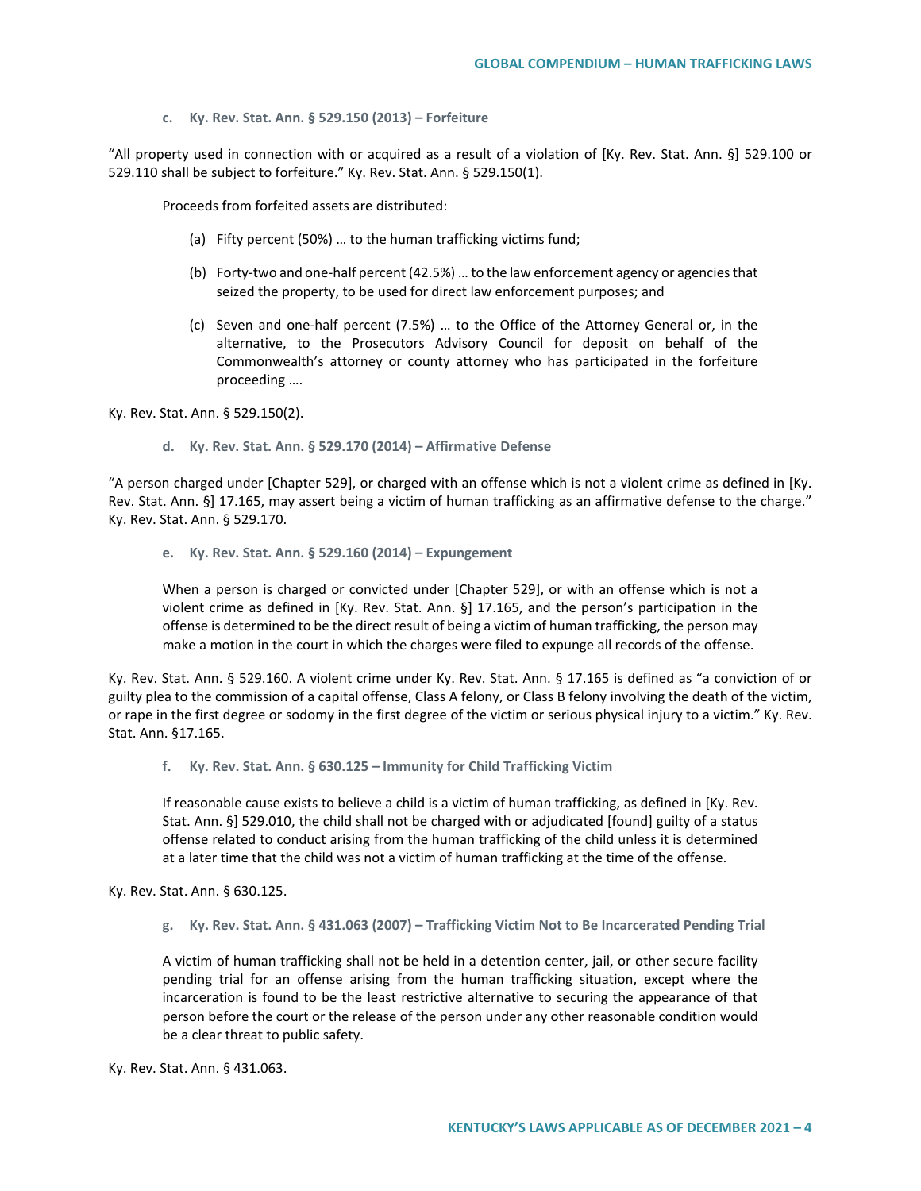#### c. Ky. Rev. Stat. Ann. § 529.150 (2013) – Forfeiture

"All property used in connection with or acquired as a result of a violation of [Ky. Rev. Stat. Ann. §] 529.100 or 529.110 shall be subject to forfeiture." Ky. Rev. Stat. Ann. § 529.150(1).

> Proceeds from forfeited assets are distributed:
>
> (a) Fifty percent (50%) … to the human trafficking victims fund;
>
> (b) Forty-two and one-half percent (42.5%) … to the law enforcement agency or agencies that seized the property, to be used for direct law enforcement purposes; and
>
> (c) Seven and one-half percent (7.5%) … to the Office of the Attorney General or, in the alternative, to the Prosecutors Advisory Council for deposit on behalf of the Commonwealth's attorney or county attorney who has participated in the forfeiture proceeding ….

Ky. Rev. Stat. Ann. § 529.150(2).

#### d. Ky. Rev. Stat. Ann. § 529.170 (2014) – Affirmative Defense

"A person charged under [Chapter 529], or charged with an offense which is not a violent crime as defined in [Ky. Rev. Stat. Ann. §] 17.165, may assert being a victim of human trafficking as an affirmative defense to the charge." Ky. Rev. Stat. Ann. § 529.170.

#### e. Ky. Rev. Stat. Ann. § 529.160 (2014) – Expungement

> When a person is charged or convicted under [Chapter 529], or with an offense which is not a violent crime as defined in [Ky. Rev. Stat. Ann. §] 17.165, and the person's participation in the offense is determined to be the direct result of being a victim of human trafficking, the person may make a motion in the court in which the charges were filed to expunge all records of the offense.

Ky. Rev. Stat. Ann. § 529.160. A violent crime under Ky. Rev. Stat. Ann. § 17.165 is defined as "a conviction of or guilty plea to the commission of a capital offense, Class A felony, or Class B felony involving the death of the victim, or rape in the first degree or sodomy in the first degree of the victim or serious physical injury to a victim." Ky. Rev. Stat. Ann. §17.165.

#### f. Ky. Rev. Stat. Ann. § 630.125 – Immunity for Child Trafficking Victim

> If reasonable cause exists to believe a child is a victim of human trafficking, as defined in [Ky. Rev. Stat. Ann. §] 529.010, the child shall not be charged with or adjudicated [found] guilty of a status offense related to conduct arising from the human trafficking of the child unless it is determined at a later time that the child was not a victim of human trafficking at the time of the offense.

Ky. Rev. Stat. Ann. § 630.125.

#### g. Ky. Rev. Stat. Ann. § 431.063 (2007) – Trafficking Victim Not to Be Incarcerated Pending Trial

> A victim of human trafficking shall not be held in a detention center, jail, or other secure facility pending trial for an offense arising from the human trafficking situation, except where the incarceration is found to be the least restrictive alternative to securing the appearance of that person before the court or the release of the person under any other reasonable condition would be a clear threat to public safety.

Ky. Rev. Stat. Ann. § 431.063.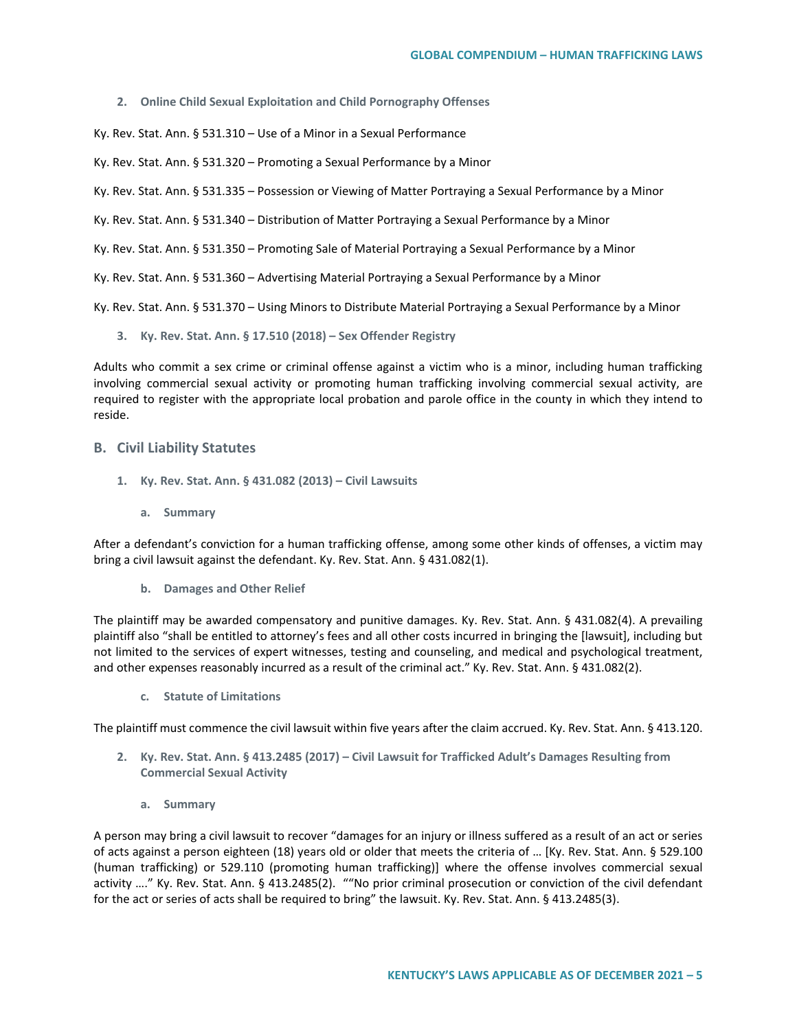### 2. Online Child Sexual Exploitation and Child Pornography Offenses

Ky. Rev. Stat. Ann. § 531.310 – Use of a Minor in a Sexual Performance

Ky. Rev. Stat. Ann. § 531.320 – Promoting a Sexual Performance by a Minor

Ky. Rev. Stat. Ann. § 531.335 – Possession or Viewing of Matter Portraying a Sexual Performance by a Minor

Ky. Rev. Stat. Ann. § 531.340 – Distribution of Matter Portraying a Sexual Performance by a Minor

Ky. Rev. Stat. Ann. § 531.350 – Promoting Sale of Material Portraying a Sexual Performance by a Minor

Ky. Rev. Stat. Ann. § 531.360 – Advertising Material Portraying a Sexual Performance by a Minor

Ky. Rev. Stat. Ann. § 531.370 – Using Minors to Distribute Material Portraying a Sexual Performance by a Minor

### 3. Ky. Rev. Stat. Ann. § 17.510 (2018) – Sex Offender Registry

Adults who commit a sex crime or criminal offense against a victim who is a minor, including human trafficking involving commercial sexual activity or promoting human trafficking involving commercial sexual activity, are required to register with the appropriate local probation and parole office in the county in which they intend to reside.

## B. Civil Liability Statutes

### 1. Ky. Rev. Stat. Ann. § 431.082 (2013) – Civil Lawsuits

#### a. Summary

After a defendant's conviction for a human trafficking offense, among some other kinds of offenses, a victim may bring a civil lawsuit against the defendant. Ky. Rev. Stat. Ann. § 431.082(1).

#### b. Damages and Other Relief

The plaintiff may be awarded compensatory and punitive damages. Ky. Rev. Stat. Ann. § 431.082(4). A prevailing plaintiff also "shall be entitled to attorney's fees and all other costs incurred in bringing the [lawsuit], including but not limited to the services of expert witnesses, testing and counseling, and medical and psychological treatment, and other expenses reasonably incurred as a result of the criminal act." Ky. Rev. Stat. Ann. § 431.082(2).

#### c. Statute of Limitations

The plaintiff must commence the civil lawsuit within five years after the claim accrued. Ky. Rev. Stat. Ann. § 413.120.

### 2. Ky. Rev. Stat. Ann. § 413.2485 (2017) – Civil Lawsuit for Trafficked Adult's Damages Resulting from Commercial Sexual Activity

#### a. Summary

A person may bring a civil lawsuit to recover "damages for an injury or illness suffered as a result of an act or series of acts against a person eighteen (18) years old or older that meets the criteria of … [Ky. Rev. Stat. Ann. § 529.100 (human trafficking) or 529.110 (promoting human trafficking)] where the offense involves commercial sexual activity …." Ky. Rev. Stat. Ann. § 413.2485(2). ""No prior criminal prosecution or conviction of the civil defendant for the act or series of acts shall be required to bring" the lawsuit. Ky. Rev. Stat. Ann. § 413.2485(3).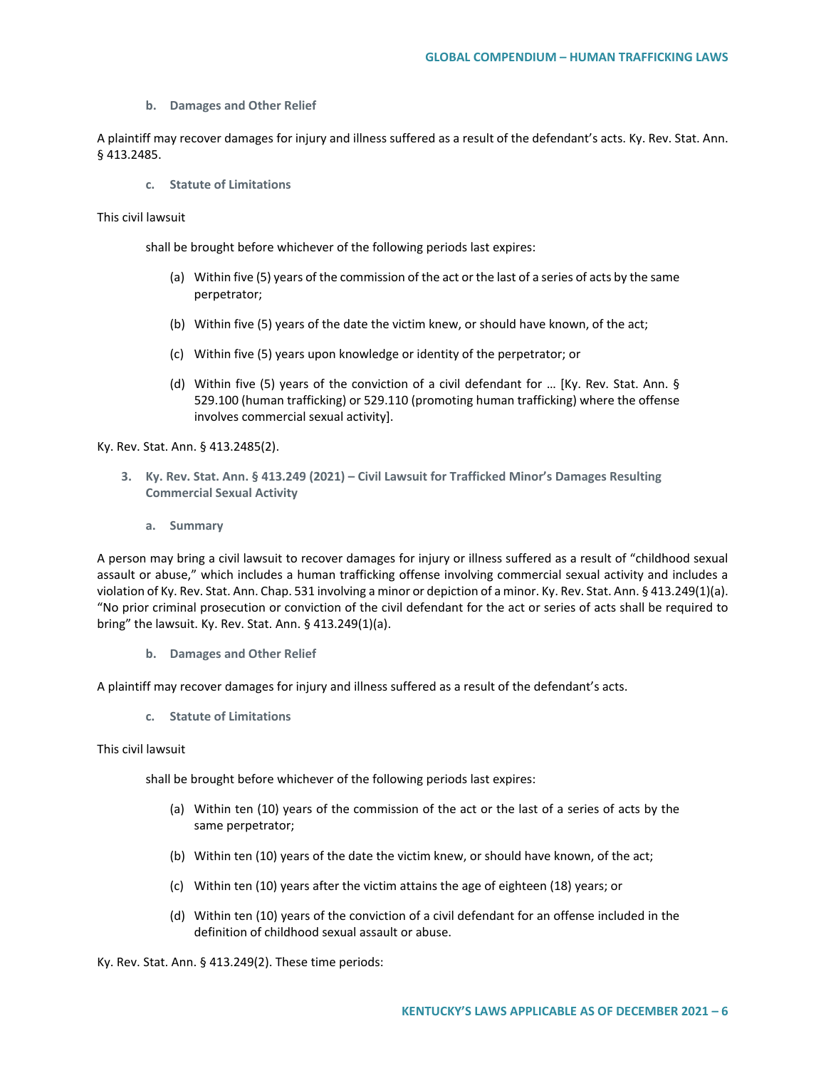#### b. Damages and Other Relief

A plaintiff may recover damages for injury and illness suffered as a result of the defendant's acts. Ky. Rev. Stat. Ann. § 413.2485.

#### c. Statute of Limitations

This civil lawsuit

> shall be brought before whichever of the following periods last expires:
>
> (a) Within five (5) years of the commission of the act or the last of a series of acts by the same perpetrator;
>
> (b) Within five (5) years of the date the victim knew, or should have known, of the act;
>
> (c) Within five (5) years upon knowledge or identity of the perpetrator; or
>
> (d) Within five (5) years of the conviction of a civil defendant for … [Ky. Rev. Stat. Ann. § 529.100 (human trafficking) or 529.110 (promoting human trafficking) where the offense involves commercial sexual activity].

Ky. Rev. Stat. Ann. § 413.2485(2).

### 3. Ky. Rev. Stat. Ann. § 413.249 (2021) – Civil Lawsuit for Trafficked Minor's Damages Resulting Commercial Sexual Activity

#### a. Summary

A person may bring a civil lawsuit to recover damages for injury or illness suffered as a result of "childhood sexual assault or abuse," which includes a human trafficking offense involving commercial sexual activity and includes a violation of Ky. Rev. Stat. Ann. Chap. 531 involving a minor or depiction of a minor. Ky. Rev. Stat. Ann. § 413.249(1)(a). "No prior criminal prosecution or conviction of the civil defendant for the act or series of acts shall be required to bring" the lawsuit. Ky. Rev. Stat. Ann. § 413.249(1)(a).

#### b. Damages and Other Relief

A plaintiff may recover damages for injury and illness suffered as a result of the defendant's acts.

#### c. Statute of Limitations

This civil lawsuit

> shall be brought before whichever of the following periods last expires:
>
> (a) Within ten (10) years of the commission of the act or the last of a series of acts by the same perpetrator;
>
> (b) Within ten (10) years of the date the victim knew, or should have known, of the act;
>
> (c) Within ten (10) years after the victim attains the age of eighteen (18) years; or
>
> (d) Within ten (10) years of the conviction of a civil defendant for an offense included in the definition of childhood sexual assault or abuse.

Ky. Rev. Stat. Ann. § 413.249(2). These time periods: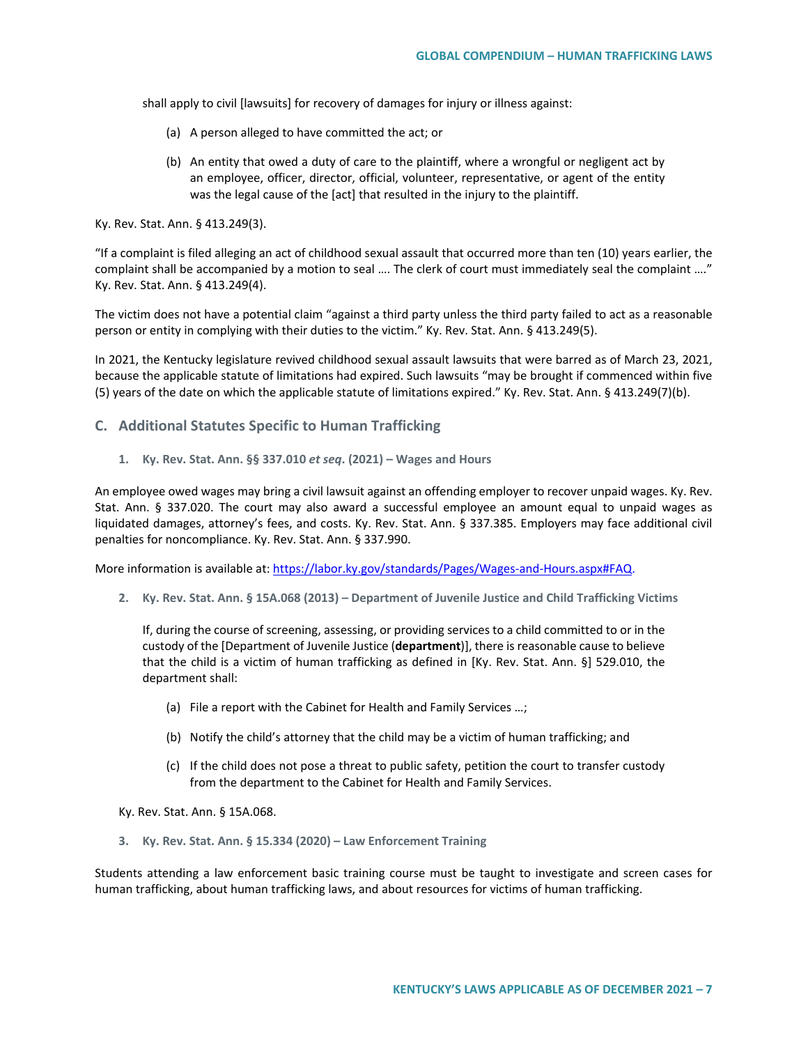shall apply to civil [lawsuits] for recovery of damages for injury or illness against:

> (a) A person alleged to have committed the act; or
>
> (b) An entity that owed a duty of care to the plaintiff, where a wrongful or negligent act by an employee, officer, director, official, volunteer, representative, or agent of the entity was the legal cause of the [act] that resulted in the injury to the plaintiff.

Ky. Rev. Stat. Ann. § 413.249(3).

"If a complaint is filed alleging an act of childhood sexual assault that occurred more than ten (10) years earlier, the complaint shall be accompanied by a motion to seal …. The clerk of court must immediately seal the complaint …." Ky. Rev. Stat. Ann. § 413.249(4).

The victim does not have a potential claim "against a third party unless the third party failed to act as a reasonable person or entity in complying with their duties to the victim." Ky. Rev. Stat. Ann. § 413.249(5).

In 2021, the Kentucky legislature revived childhood sexual assault lawsuits that were barred as of March 23, 2021, because the applicable statute of limitations had expired. Such lawsuits "may be brought if commenced within five (5) years of the date on which the applicable statute of limitations expired." Ky. Rev. Stat. Ann. § 413.249(7)(b).

## C. Additional Statutes Specific to Human Trafficking

### 1. Ky. Rev. Stat. Ann. §§ 337.010 *et seq*. (2021) – Wages and Hours

An employee owed wages may bring a civil lawsuit against an offending employer to recover unpaid wages. Ky. Rev. Stat. Ann. § 337.020. The court may also award a successful employee an amount equal to unpaid wages as liquidated damages, attorney's fees, and costs. Ky. Rev. Stat. Ann. § 337.385. Employers may face additional civil penalties for noncompliance. Ky. Rev. Stat. Ann. § 337.990.

More information is available at: https://labor.ky.gov/standards/Pages/Wages-and-Hours.aspx#FAQ.

### 2. Ky. Rev. Stat. Ann. § 15A.068 (2013) – Department of Juvenile Justice and Child Trafficking Victims

> If, during the course of screening, assessing, or providing services to a child committed to or in the custody of the [Department of Juvenile Justice (**department**)], there is reasonable cause to believe that the child is a victim of human trafficking as defined in [Ky. Rev. Stat. Ann. §] 529.010, the department shall:
>
> (a) File a report with the Cabinet for Health and Family Services …;
>
> (b) Notify the child's attorney that the child may be a victim of human trafficking; and
>
> (c) If the child does not pose a threat to public safety, petition the court to transfer custody from the department to the Cabinet for Health and Family Services.

Ky. Rev. Stat. Ann. § 15A.068.

### 3. Ky. Rev. Stat. Ann. § 15.334 (2020) – Law Enforcement Training

Students attending a law enforcement basic training course must be taught to investigate and screen cases for human trafficking, about human trafficking laws, and about resources for victims of human trafficking.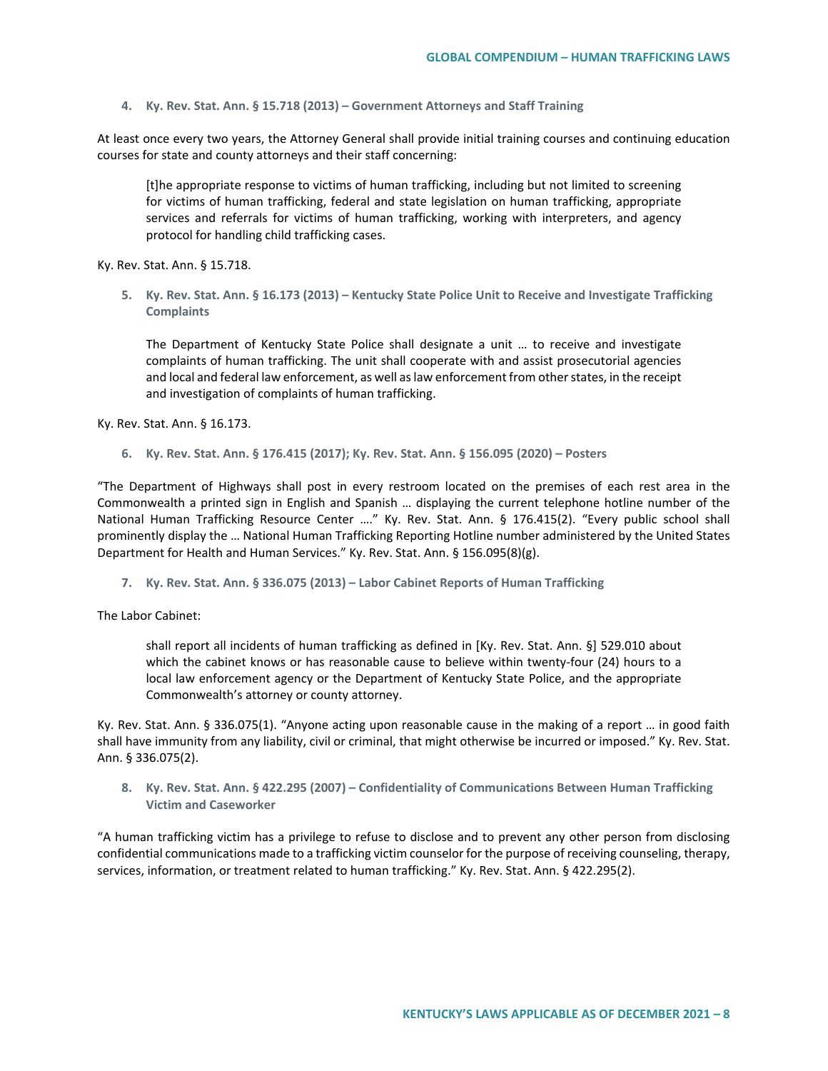4. **Ky. Rev. Stat. Ann. § 15.718 (2013) – Government Attorneys and Staff Training**

At least once every two years, the Attorney General shall provide initial training courses and continuing education courses for state and county attorneys and their staff concerning:

> [t]he appropriate response to victims of human trafficking, including but not limited to screening for victims of human trafficking, federal and state legislation on human trafficking, appropriate services and referrals for victims of human trafficking, working with interpreters, and agency protocol for handling child trafficking cases.

Ky. Rev. Stat. Ann. § 15.718.

5. **Ky. Rev. Stat. Ann. § 16.173 (2013) – Kentucky State Police Unit to Receive and Investigate Trafficking Complaints**

> The Department of Kentucky State Police shall designate a unit … to receive and investigate complaints of human trafficking. The unit shall cooperate with and assist prosecutorial agencies and local and federal law enforcement, as well as law enforcement from other states, in the receipt and investigation of complaints of human trafficking.

Ky. Rev. Stat. Ann. § 16.173.

6. **Ky. Rev. Stat. Ann. § 176.415 (2017); Ky. Rev. Stat. Ann. § 156.095 (2020) – Posters**

"The Department of Highways shall post in every restroom located on the premises of each rest area in the Commonwealth a printed sign in English and Spanish … displaying the current telephone hotline number of the National Human Trafficking Resource Center …." Ky. Rev. Stat. Ann. § 176.415(2). "Every public school shall prominently display the … National Human Trafficking Reporting Hotline number administered by the United States Department for Health and Human Services." Ky. Rev. Stat. Ann. § 156.095(8)(g).

7. **Ky. Rev. Stat. Ann. § 336.075 (2013) – Labor Cabinet Reports of Human Trafficking**

The Labor Cabinet:

> shall report all incidents of human trafficking as defined in [Ky. Rev. Stat. Ann. §] 529.010 about which the cabinet knows or has reasonable cause to believe within twenty-four (24) hours to a local law enforcement agency or the Department of Kentucky State Police, and the appropriate Commonwealth's attorney or county attorney.

Ky. Rev. Stat. Ann. § 336.075(1). "Anyone acting upon reasonable cause in the making of a report … in good faith shall have immunity from any liability, civil or criminal, that might otherwise be incurred or imposed." Ky. Rev. Stat. Ann. § 336.075(2).

8. **Ky. Rev. Stat. Ann. § 422.295 (2007) – Confidentiality of Communications Between Human Trafficking Victim and Caseworker**

"A human trafficking victim has a privilege to refuse to disclose and to prevent any other person from disclosing confidential communications made to a trafficking victim counselor for the purpose of receiving counseling, therapy, services, information, or treatment related to human trafficking." Ky. Rev. Stat. Ann. § 422.295(2).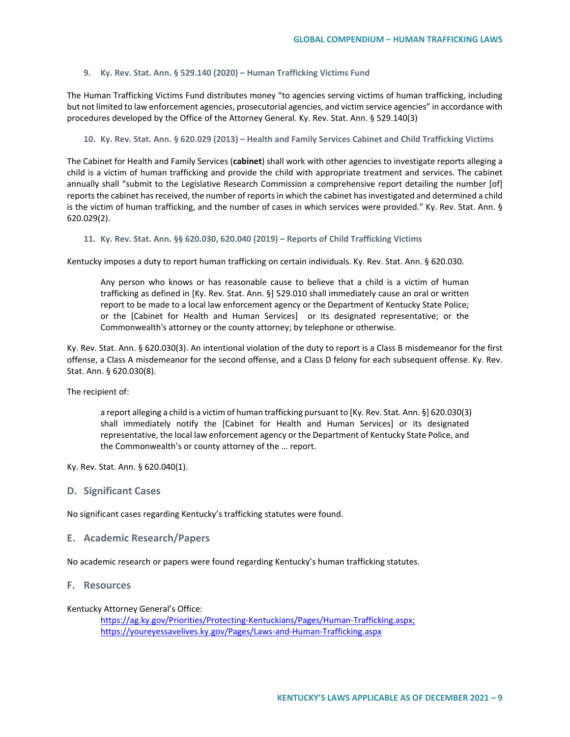**9. Ky. Rev. Stat. Ann. § 529.140 (2020) – Human Trafficking Victims Fund**

The Human Trafficking Victims Fund distributes money "to agencies serving victims of human trafficking, including but not limited to law enforcement agencies, prosecutorial agencies, and victim service agencies" in accordance with procedures developed by the Office of the Attorney General. Ky. Rev. Stat. Ann. § 529.140(3)

**10. Ky. Rev. Stat. Ann. § 620.029 (2013) – Health and Family Services Cabinet and Child Trafficking Victims**

The Cabinet for Health and Family Services (**cabinet**) shall work with other agencies to investigate reports alleging a child is a victim of human trafficking and provide the child with appropriate treatment and services. The cabinet annually shall "submit to the Legislative Research Commission a comprehensive report detailing the number [of] reports the cabinet has received, the number of reports in which the cabinet has investigated and determined a child is the victim of human trafficking, and the number of cases in which services were provided." Ky. Rev. Stat. Ann. § 620.029(2).

**11. Ky. Rev. Stat. Ann. §§ 620.030, 620.040 (2019) – Reports of Child Trafficking Victims**

Kentucky imposes a duty to report human trafficking on certain individuals. Ky. Rev. Stat. Ann. § 620.030.

> Any person who knows or has reasonable cause to believe that a child is a victim of human trafficking as defined in [Ky. Rev. Stat. Ann. §] 529.010 shall immediately cause an oral or written report to be made to a local law enforcement agency or the Department of Kentucky State Police; or the [Cabinet for Health and Human Services] or its designated representative; or the Commonwealth's attorney or the county attorney; by telephone or otherwise.

Ky. Rev. Stat. Ann. § 620.030(3). An intentional violation of the duty to report is a Class B misdemeanor for the first offense, a Class A misdemeanor for the second offense, and a Class D felony for each subsequent offense. Ky. Rev. Stat. Ann. § 620.030(8).

The recipient of:

> a report alleging a child is a victim of human trafficking pursuant to [Ky. Rev. Stat. Ann. §] 620.030(3) shall immediately notify the [Cabinet for Health and Human Services] or its designated representative, the local law enforcement agency or the Department of Kentucky State Police, and the Commonwealth's or county attorney of the … report.

Ky. Rev. Stat. Ann. § 620.040(1).

## D. Significant Cases

No significant cases regarding Kentucky's trafficking statutes were found.

## E. Academic Research/Papers

No academic research or papers were found regarding Kentucky's human trafficking statutes.

## F. Resources

Kentucky Attorney General's Office:

- https://ag.ky.gov/Priorities/Protecting-Kentuckians/Pages/Human-Trafficking.aspx;
- https://youreyessavelives.ky.gov/Pages/Laws-and-Human-Trafficking.aspx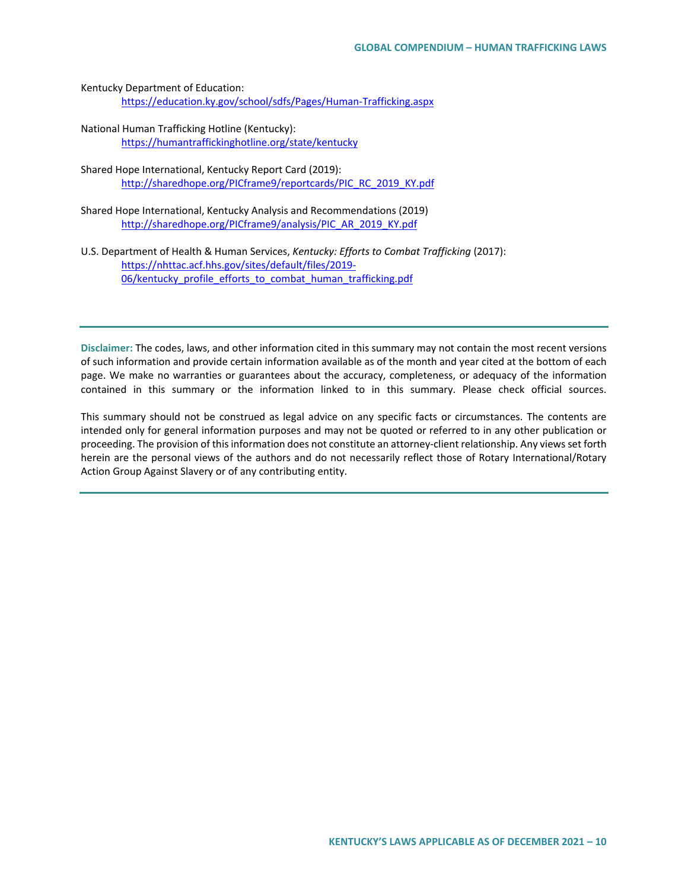Kentucky Department of Education:

[https://education.ky.gov/school/sdfs/Pages/Human-Trafficking.aspx](https://education.ky.gov/school/sdfs/Pages/Human-Trafficking.aspx)

National Human Trafficking Hotline (Kentucky):

[https://humantraffickinghotline.org/state/kentucky](https://humantraffickinghotline.org/state/kentucky)

Shared Hope International, Kentucky Report Card (2019):

[http://sharedhope.org/PICframe9/reportcards/PIC_RC_2019_KY.pdf](http://sharedhope.org/PICframe9/reportcards/PIC_RC_2019_KY.pdf)

Shared Hope International, Kentucky Analysis and Recommendations (2019)

[http://sharedhope.org/PICframe9/analysis/PIC_AR_2019_KY.pdf](http://sharedhope.org/PICframe9/analysis/PIC_AR_2019_KY.pdf)

U.S. Department of Health & Human Services, *Kentucky: Efforts to Combat Trafficking* (2017):

[https://nhttac.acf.hhs.gov/sites/default/files/2019-06/kentucky_profile_efforts_to_combat_human_trafficking.pdf](https://nhttac.acf.hhs.gov/sites/default/files/2019-06/kentucky_profile_efforts_to_combat_human_trafficking.pdf)

---

**Disclaimer:** The codes, laws, and other information cited in this summary may not contain the most recent versions of such information and provide certain information available as of the month and year cited at the bottom of each page. We make no warranties or guarantees about the accuracy, completeness, or adequacy of the information contained in this summary or the information linked to in this summary. Please check official sources.

This summary should not be construed as legal advice on any specific facts or circumstances. The contents are intended only for general information purposes and may not be quoted or referred to in any other publication or proceeding. The provision of this information does not constitute an attorney-client relationship. Any views set forth herein are the personal views of the authors and do not necessarily reflect those of Rotary International/Rotary Action Group Against Slavery or of any contributing entity.

---